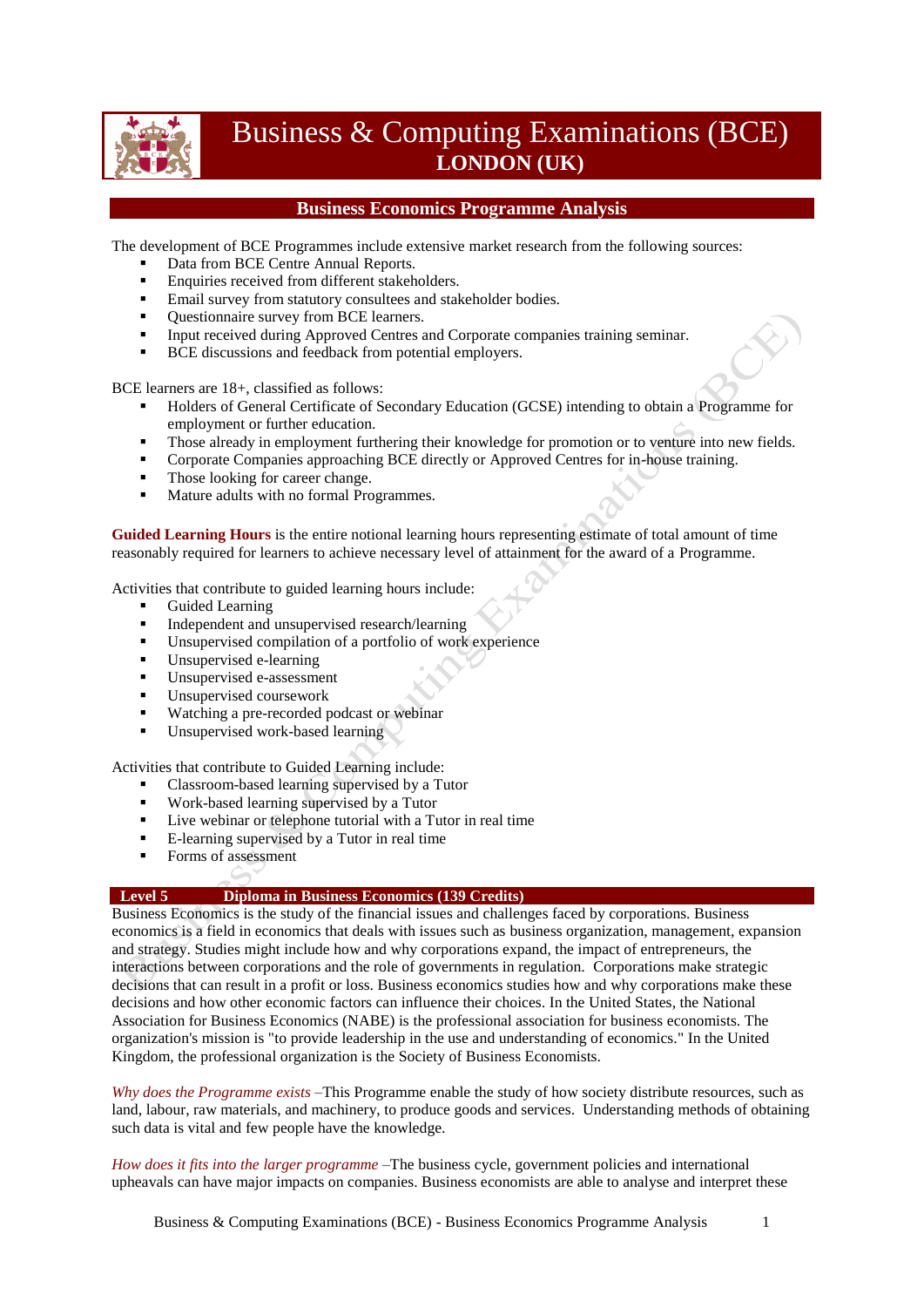# Business & Computing Examinations (BCE)
## LONDON (UK)

## Business Economics Programme Analysis

The development of BCE Programmes include extensive market research from the following sources:

- Data from BCE Centre Annual Reports.
- Enquiries received from different stakeholders.
- Email survey from statutory consultees and stakeholder bodies.
- Questionnaire survey from BCE learners.
- Input received during Approved Centres and Corporate companies training seminar.
- BCE discussions and feedback from potential employers.

BCE learners are 18+, classified as follows:

- Holders of General Certificate of Secondary Education (GCSE) intending to obtain a Programme for employment or further education.
- Those already in employment furthering their knowledge for promotion or to venture into new fields.
- Corporate Companies approaching BCE directly or Approved Centres for in-house training.
- Those looking for career change.
- Mature adults with no formal Programmes.

**Guided Learning Hours** is the entire notional learning hours representing estimate of total amount of time reasonably required for learners to achieve necessary level of attainment for the award of a Programme.

Activities that contribute to guided learning hours include:

- Guided Learning
- Independent and unsupervised research/learning
- Unsupervised compilation of a portfolio of work experience
- Unsupervised e-learning
- Unsupervised e-assessment
- Unsupervised coursework
- Watching a pre-recorded podcast or webinar
- Unsupervised work-based learning

Activities that contribute to Guided Learning include:

- Classroom-based learning supervised by a Tutor
- Work-based learning supervised by a Tutor
- Live webinar or telephone tutorial with a Tutor in real time
- E-learning supervised by a Tutor in real time
- Forms of assessment

## Level 5 Diploma in Business Economics (139 Credits)

Business Economics is the study of the financial issues and challenges faced by corporations. Business economics is a field in economics that deals with issues such as business organization, management, expansion and strategy. Studies might include how and why corporations expand, the impact of entrepreneurs, the interactions between corporations and the role of governments in regulation. Corporations make strategic decisions that can result in a profit or loss. Business economics studies how and why corporations make these decisions and how other economic factors can influence their choices. In the United States, the National Association for Business Economics (NABE) is the professional association for business economists. The organization's mission is "to provide leadership in the use and understanding of economics." In the United Kingdom, the professional organization is the Society of Business Economists.

*Why does the Programme exists* –This Programme enable the study of how society distribute resources, such as land, labour, raw materials, and machinery, to produce goods and services. Understanding methods of obtaining such data is vital and few people have the knowledge.

*How does it fits into the larger programme* –The business cycle, government policies and international upheavals can have major impacts on companies. Business economists are able to analyse and interpret these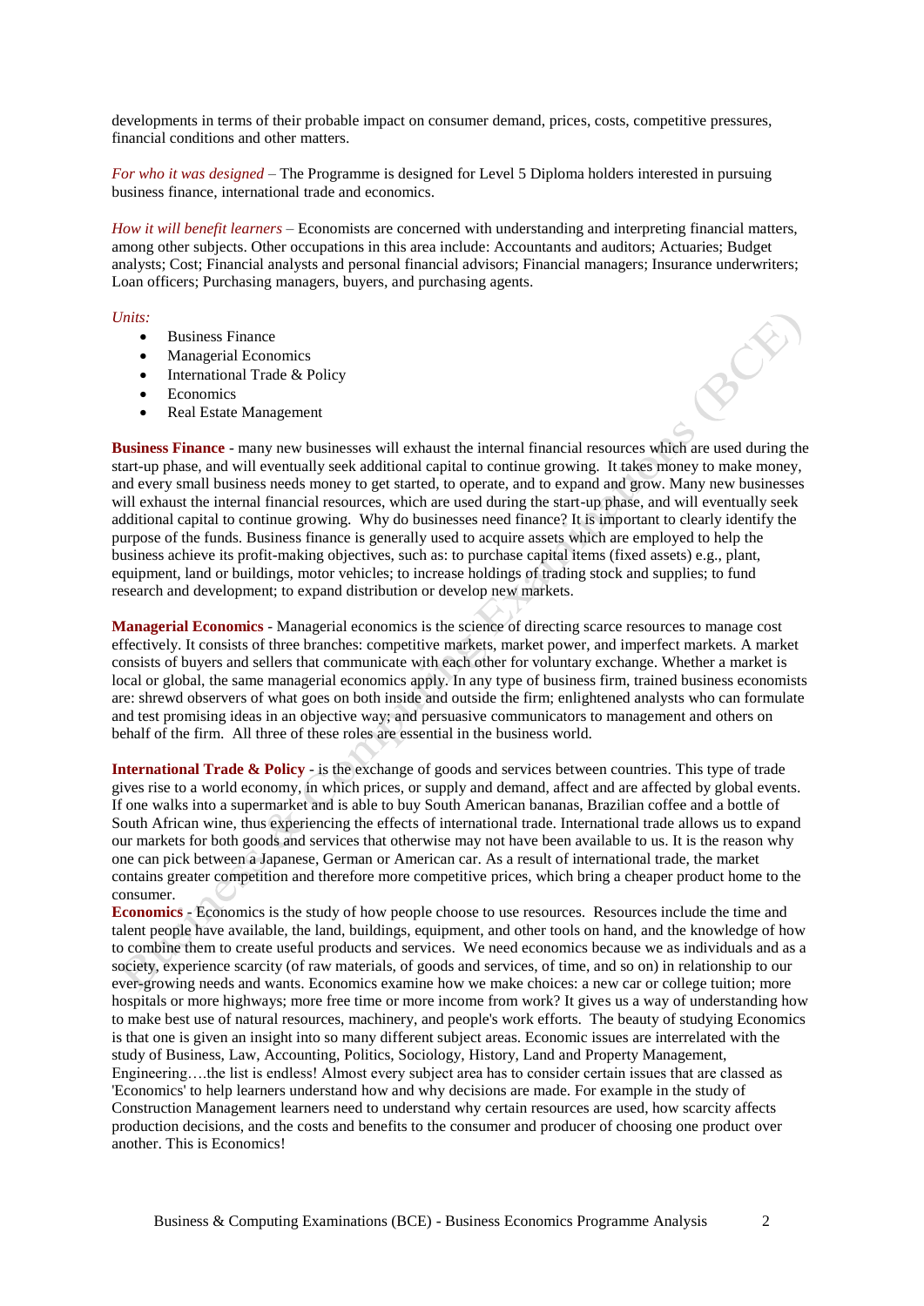developments in terms of their probable impact on consumer demand, prices, costs, competitive pressures, financial conditions and other matters.

*For who it was designed* – The Programme is designed for Level 5 Diploma holders interested in pursuing business finance, international trade and economics.

*How it will benefit learners* – Economists are concerned with understanding and interpreting financial matters, among other subjects. Other occupations in this area include: Accountants and auditors; Actuaries; Budget analysts; Cost; Financial analysts and personal financial advisors; Financial managers; Insurance underwriters; Loan officers; Purchasing managers, buyers, and purchasing agents.

*Units:*

- Business Finance
- Managerial Economics
- International Trade & Policy
- Economics
- Real Estate Management

**Business Finance** - many new businesses will exhaust the internal financial resources which are used during the start-up phase, and will eventually seek additional capital to continue growing. It takes money to make money, and every small business needs money to get started, to operate, and to expand and grow. Many new businesses will exhaust the internal financial resources, which are used during the start-up phase, and will eventually seek additional capital to continue growing. Why do businesses need finance? It is important to clearly identify the purpose of the funds. Business finance is generally used to acquire assets which are employed to help the business achieve its profit-making objectives, such as: to purchase capital items (fixed assets) e.g., plant, equipment, land or buildings, motor vehicles; to increase holdings of trading stock and supplies; to fund research and development; to expand distribution or develop new markets.

**Managerial Economics** - Managerial economics is the science of directing scarce resources to manage cost effectively. It consists of three branches: competitive markets, market power, and imperfect markets. A market consists of buyers and sellers that communicate with each other for voluntary exchange. Whether a market is local or global, the same managerial economics apply. In any type of business firm, trained business economists are: shrewd observers of what goes on both inside and outside the firm; enlightened analysts who can formulate and test promising ideas in an objective way; and persuasive communicators to management and others on behalf of the firm. All three of these roles are essential in the business world.

**International Trade & Policy** - is the exchange of goods and services between countries. This type of trade gives rise to a world economy, in which prices, or supply and demand, affect and are affected by global events. If one walks into a supermarket and is able to buy South American bananas, Brazilian coffee and a bottle of South African wine, thus experiencing the effects of international trade. International trade allows us to expand our markets for both goods and services that otherwise may not have been available to us. It is the reason why one can pick between a Japanese, German or American car. As a result of international trade, the market contains greater competition and therefore more competitive prices, which bring a cheaper product home to the consumer.

**Economics** - Economics is the study of how people choose to use resources. Resources include the time and talent people have available, the land, buildings, equipment, and other tools on hand, and the knowledge of how to combine them to create useful products and services. We need economics because we as individuals and as a society, experience scarcity (of raw materials, of goods and services, of time, and so on) in relationship to our ever-growing needs and wants. Economics examine how we make choices: a new car or college tuition; more hospitals or more highways; more free time or more income from work? It gives us a way of understanding how to make best use of natural resources, machinery, and people's work efforts. The beauty of studying Economics is that one is given an insight into so many different subject areas. Economic issues are interrelated with the study of Business, Law, Accounting, Politics, Sociology, History, Land and Property Management, Engineering….the list is endless! Almost every subject area has to consider certain issues that are classed as 'Economics' to help learners understand how and why decisions are made. For example in the study of Construction Management learners need to understand why certain resources are used, how scarcity affects production decisions, and the costs and benefits to the consumer and producer of choosing one product over another. This is Economics!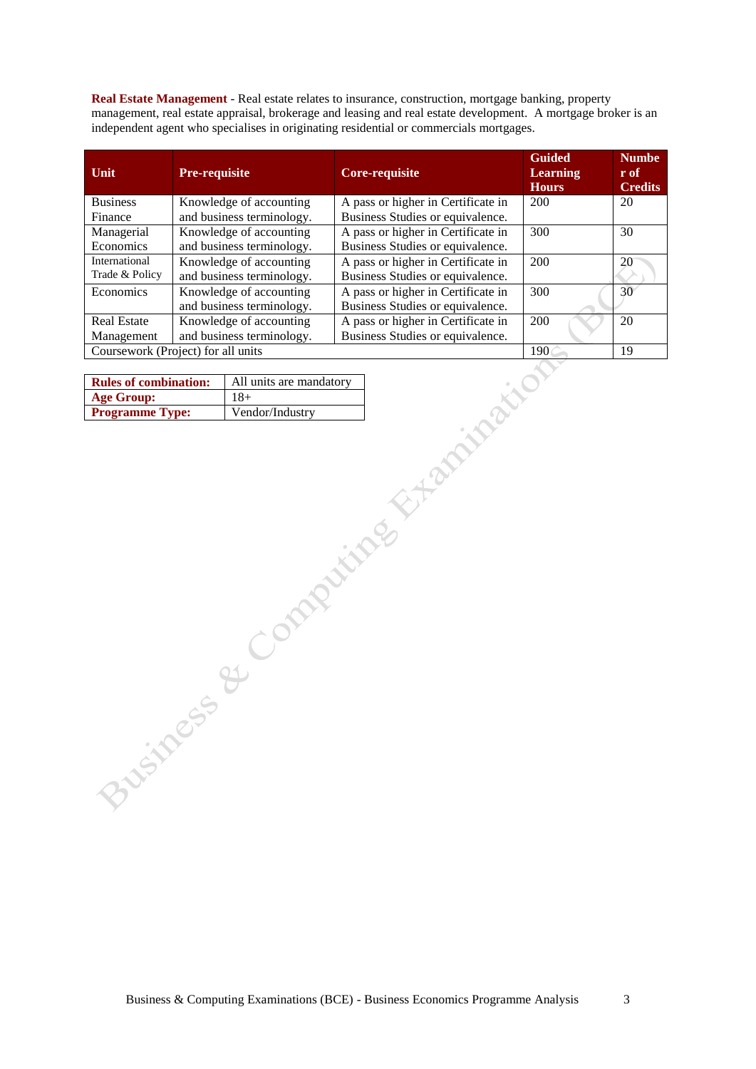**Real Estate Management** - Real estate relates to insurance, construction, mortgage banking, property management, real estate appraisal, brokerage and leasing and real estate development. A mortgage broker is an independent agent who specialises in originating residential or commercials mortgages.

| Unit | Pre-requisite | Core-requisite | Guided Learning Hours | Number of Credits |
|---|---|---|---|---|
| Business Finance | Knowledge of accounting and business terminology. | A pass or higher in Certificate in Business Studies or equivalence. | 200 | 20 |
| Managerial Economics | Knowledge of accounting and business terminology. | A pass or higher in Certificate in Business Studies or equivalence. | 300 | 30 |
| International Trade & Policy | Knowledge of accounting and business terminology. | A pass or higher in Certificate in Business Studies or equivalence. | 200 | 20 |
| Economics | Knowledge of accounting and business terminology. | A pass or higher in Certificate in Business Studies or equivalence. | 300 | 30 |
| Real Estate Management | Knowledge of accounting and business terminology. | A pass or higher in Certificate in Business Studies or equivalence. | 200 | 20 |
| Coursework (Project) for all units | | | 190 | 19 |

| | |
|---|---|
| **Rules of combination:** | All units are mandatory |
| **Age Group:** | 18+ |
| **Programme Type:** | Vendor/Industry |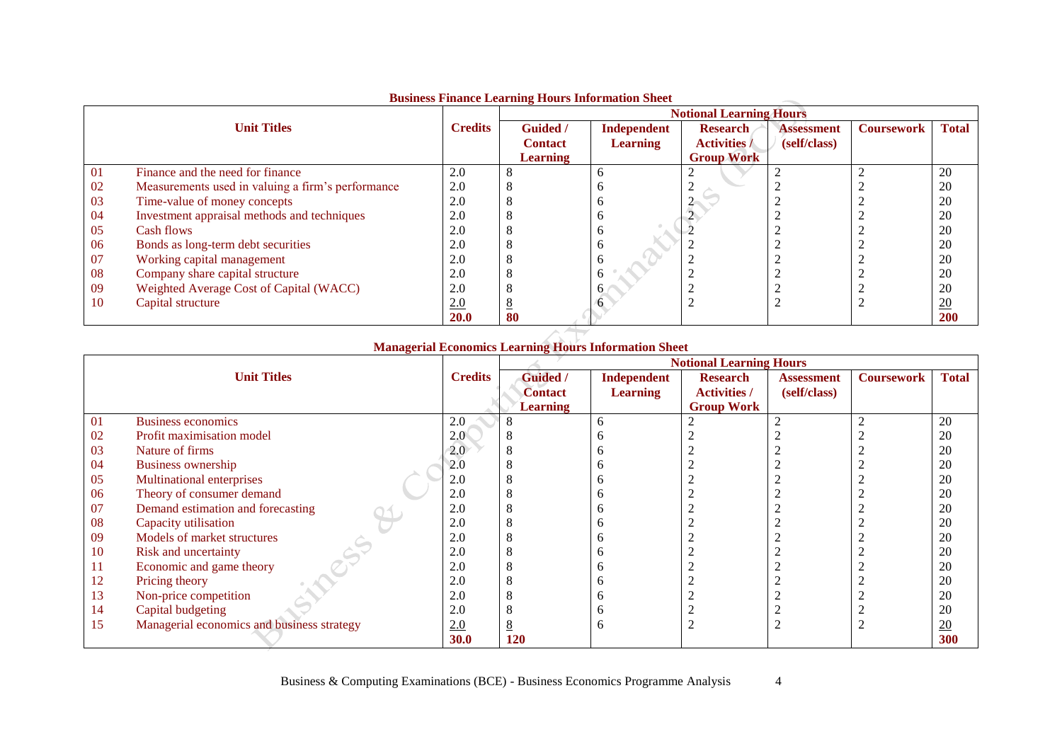**Business Finance Learning Hours Information Sheet**

| | Unit Titles | Credits | Notional Learning Hours | | | | | |
|---|---|---|---|---|---|---|---|---|
| | | | Guided / Contact Learning | Independent Learning | Research Activities / Group Work | Assessment (self/class) | Coursework | Total |
| 01 | Finance and the need for finance | 2.0 | 8 | 6 | 2 | 2 | 2 | 20 |
| 02 | Measurements used in valuing a firm's performance | 2.0 | 8 | 6 | 2 | 2 | 2 | 20 |
| 03 | Time-value of money concepts | 2.0 | 8 | 6 | 2 | 2 | 2 | 20 |
| 04 | Investment appraisal methods and techniques | 2.0 | 8 | 6 | 2 | 2 | 2 | 20 |
| 05 | Cash flows | 2.0 | 8 | 6 | 2 | 2 | 2 | 20 |
| 06 | Bonds as long-term debt securities | 2.0 | 8 | 6 | 2 | 2 | 2 | 20 |
| 07 | Working capital management | 2.0 | 8 | 6 | 2 | 2 | 2 | 20 |
| 08 | Company share capital structure | 2.0 | 8 | 6 | 2 | 2 | 2 | 20 |
| 09 | Weighted Average Cost of Capital (WACC) | 2.0 | 8 | 6 | 2 | 2 | 2 | 20 |
| 10 | Capital structure | 2.0 | 8 | 6 | 2 | 2 | 2 | 20 |
| | | **20.0** | **80** | | | | | **200** |

**Managerial Economics Learning Hours Information Sheet**

| | Unit Titles | Credits | Notional Learning Hours | | | | | |
|---|---|---|---|---|---|---|---|---|
| | | | Guided / Contact Learning | Independent Learning | Research Activities / Group Work | Assessment (self/class) | Coursework | Total |
| 01 | Business economics | 2.0 | 8 | 6 | 2 | 2 | 2 | 20 |
| 02 | Profit maximisation model | 2.0 | 8 | 6 | 2 | 2 | 2 | 20 |
| 03 | Nature of firms | 2.0 | 8 | 6 | 2 | 2 | 2 | 20 |
| 04 | Business ownership | 2.0 | 8 | 6 | 2 | 2 | 2 | 20 |
| 05 | Multinational enterprises | 2.0 | 8 | 6 | 2 | 2 | 2 | 20 |
| 06 | Theory of consumer demand | 2.0 | 8 | 6 | 2 | 2 | 2 | 20 |
| 07 | Demand estimation and forecasting | 2.0 | 8 | 6 | 2 | 2 | 2 | 20 |
| 08 | Capacity utilisation | 2.0 | 8 | 6 | 2 | 2 | 2 | 20 |
| 09 | Models of market structures | 2.0 | 8 | 6 | 2 | 2 | 2 | 20 |
| 10 | Risk and uncertainty | 2.0 | 8 | 6 | 2 | 2 | 2 | 20 |
| 11 | Economic and game theory | 2.0 | 8 | 6 | 2 | 2 | 2 | 20 |
| 12 | Pricing theory | 2.0 | 8 | 6 | 2 | 2 | 2 | 20 |
| 13 | Non-price competition | 2.0 | 8 | 6 | 2 | 2 | 2 | 20 |
| 14 | Capital budgeting | 2.0 | 8 | 6 | 2 | 2 | 2 | 20 |
| 15 | Managerial economics and business strategy | 2.0 | 8 | 6 | 2 | 2 | 2 | 20 |
| | | **30.0** | **120** | | | | | **300** |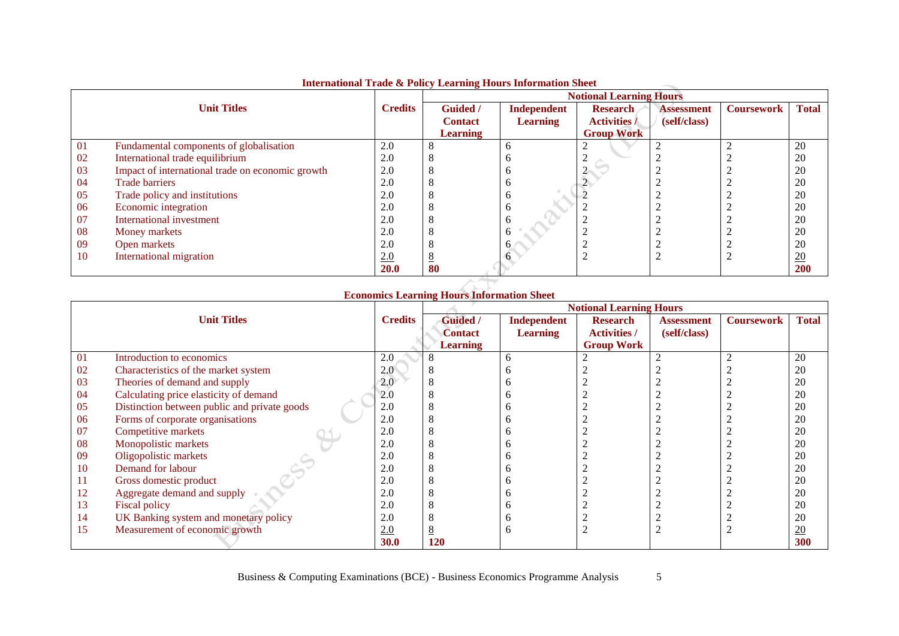## International Trade & Policy Learning Hours Information Sheet

| | Unit Titles | Credits | Notional Learning Hours | | | | | |
|---|---|---|---|---|---|---|---|---|
| | | | Guided / Contact Learning | Independent Learning | Research Activities / Group Work | Assessment (self/class) | Coursework | Total |
| 01 | Fundamental components of globalisation | 2.0 | 8 | 6 | 2 | 2 | 2 | 20 |
| 02 | International trade equilibrium | 2.0 | 8 | 6 | 2 | 2 | 2 | 20 |
| 03 | Impact of international trade on economic growth | 2.0 | 8 | 6 | 2 | 2 | 2 | 20 |
| 04 | Trade barriers | 2.0 | 8 | 6 | 2 | 2 | 2 | 20 |
| 05 | Trade policy and institutions | 2.0 | 8 | 6 | 2 | 2 | 2 | 20 |
| 06 | Economic integration | 2.0 | 8 | 6 | 2 | 2 | 2 | 20 |
| 07 | International investment | 2.0 | 8 | 6 | 2 | 2 | 2 | 20 |
| 08 | Money markets | 2.0 | 8 | 6 | 2 | 2 | 2 | 20 |
| 09 | Open markets | 2.0 | 8 | 6 | 2 | 2 | 2 | 20 |
| 10 | International migration | 2.0 | 8 | 6 | 2 | 2 | 2 | 20 |
| | | **20.0** | **80** | | | | | **200** |

## Economics Learning Hours Information Sheet

| | Unit Titles | Credits | Notional Learning Hours | | | | | |
|---|---|---|---|---|---|---|---|---|
| | | | Guided / Contact Learning | Independent Learning | Research Activities / Group Work | Assessment (self/class) | Coursework | Total |
| 01 | Introduction to economics | 2.0 | 8 | 6 | 2 | 2 | 2 | 20 |
| 02 | Characteristics of the market system | 2.0 | 8 | 6 | 2 | 2 | 2 | 20 |
| 03 | Theories of demand and supply | 2.0 | 8 | 6 | 2 | 2 | 2 | 20 |
| 04 | Calculating price elasticity of demand | 2.0 | 8 | 6 | 2 | 2 | 2 | 20 |
| 05 | Distinction between public and private goods | 2.0 | 8 | 6 | 2 | 2 | 2 | 20 |
| 06 | Forms of corporate organisations | 2.0 | 8 | 6 | 2 | 2 | 2 | 20 |
| 07 | Competitive markets | 2.0 | 8 | 6 | 2 | 2 | 2 | 20 |
| 08 | Monopolistic markets | 2.0 | 8 | 6 | 2 | 2 | 2 | 20 |
| 09 | Oligopolistic markets | 2.0 | 8 | 6 | 2 | 2 | 2 | 20 |
| 10 | Demand for labour | 2.0 | 8 | 6 | 2 | 2 | 2 | 20 |
| 11 | Gross domestic product | 2.0 | 8 | 6 | 2 | 2 | 2 | 20 |
| 12 | Aggregate demand and supply | 2.0 | 8 | 6 | 2 | 2 | 2 | 20 |
| 13 | Fiscal policy | 2.0 | 8 | 6 | 2 | 2 | 2 | 20 |
| 14 | UK Banking system and monetary policy | 2.0 | 8 | 6 | 2 | 2 | 2 | 20 |
| 15 | Measurement of economic growth | 2.0 | 8 | 6 | 2 | 2 | 2 | 20 |
| | | **30.0** | **120** | | | | | **300** |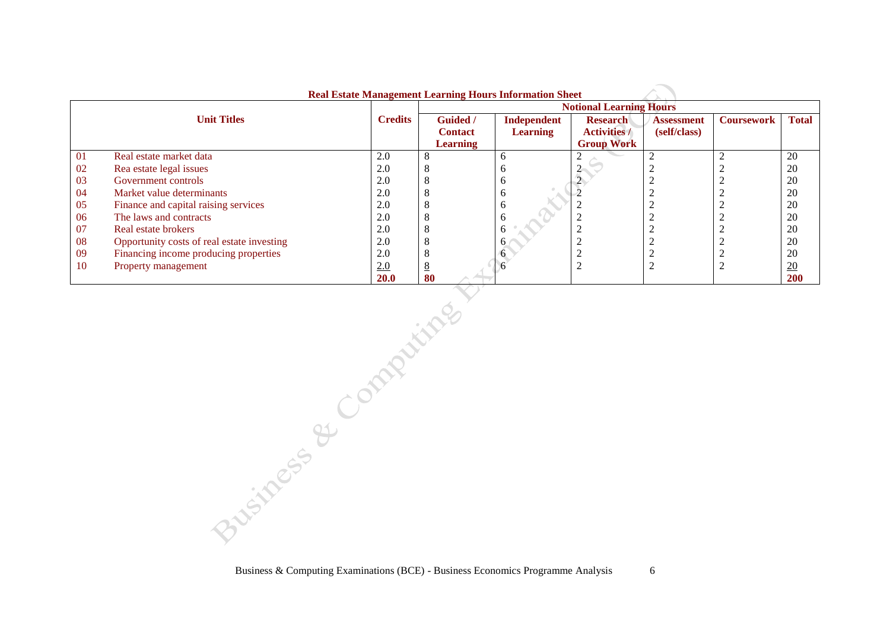**Real Estate Management Learning Hours Information Sheet**

| Unit Titles | | Credits | Notional Learning Hours | | | | | |
|---|---|---|---|---|---|---|---|---|
| | | | Guided / Contact Learning | Independent Learning | Research Activities / Group Work | Assessment (self/class) | Coursework | Total |
| 01 | Real estate market data | 2.0 | 8 | 6 | 2 | 2 | 2 | 20 |
| 02 | Rea estate legal issues | 2.0 | 8 | 6 | 2 | 2 | 2 | 20 |
| 03 | Government controls | 2.0 | 8 | 6 | 2 | 2 | 2 | 20 |
| 04 | Market value determinants | 2.0 | 8 | 6 | 2 | 2 | 2 | 20 |
| 05 | Finance and capital raising services | 2.0 | 8 | 6 | 2 | 2 | 2 | 20 |
| 06 | The laws and contracts | 2.0 | 8 | 6 | 2 | 2 | 2 | 20 |
| 07 | Real estate brokers | 2.0 | 8 | 6 | 2 | 2 | 2 | 20 |
| 08 | Opportunity costs of real estate investing | 2.0 | 8 | 6 | 2 | 2 | 2 | 20 |
| 09 | Financing income producing properties | 2.0 | 8 | 6 | 2 | 2 | 2 | 20 |
| 10 | Property management | 2.0 | 8 | 6 | 2 | 2 | 2 | 20 |
| | | **20.0** | **80** | | | | | **200** |